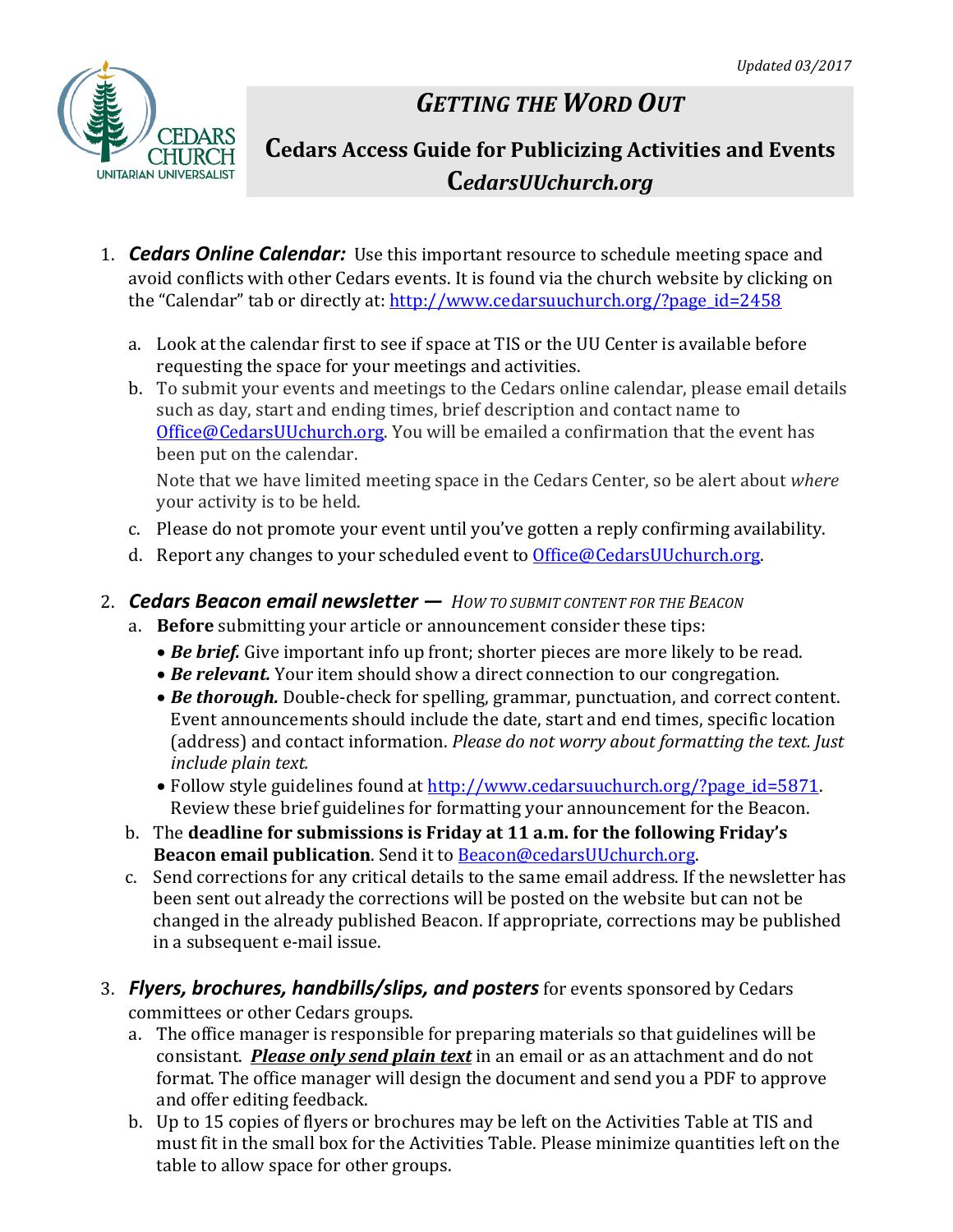*Updated 03/2017*

# *GETTING THE WORD OUT*

## Cedars Access Guide for Publicizing Activities and Events

## *CedarsUUchurch.org*

1. ***Cedars Online Calendar:*** Use this important resource to schedule meeting space and avoid conflicts with other Cedars events. It is found via the church website by clicking on the "Calendar" tab or directly at: http://www.cedarsuuchurch.org/?page_id=2458

   a. Look at the calendar first to see if space at TIS or the UU Center is available before requesting the space for your meetings and activities.

   b. To submit your events and meetings to the Cedars online calendar, please email details such as day, start and ending times, brief description and contact name to Office@CedarsUUchurch.org. You will be emailed a confirmation that the event has been put on the calendar.

      Note that we have limited meeting space in the Cedars Center, so be alert about *where* your activity is to be held.

   c. Please do not promote your event until you've gotten a reply confirming availability.

   d. Report any changes to your scheduled event to Office@CedarsUUchurch.org.

2. ***Cedars Beacon email newsletter —*** *HOW TO SUBMIT CONTENT FOR THE BEACON*

   a. **Before** submitting your article or announcement consider these tips:
      - ***Be brief.*** Give important info up front; shorter pieces are more likely to be read.
      - ***Be relevant.*** Your item should show a direct connection to our congregation.
      - ***Be thorough.*** Double-check for spelling, grammar, punctuation, and correct content. Event announcements should include the date, start and end times, specific location (address) and contact information. *Please do not worry about formatting the text. Just include plain text.*
      - Follow style guidelines found at http://www.cedarsuuchurch.org/?page_id=5871. Review these brief guidelines for formatting your announcement for the Beacon.

   b. The **deadline for submissions is Friday at 11 a.m. for the following Friday's Beacon email publication**. Send it to Beacon@cedarsUUchurch.org.

   c. Send corrections for any critical details to the same email address. If the newsletter has been sent out already the corrections will be posted on the website but can not be changed in the already published Beacon. If appropriate, corrections may be published in a subsequent e-mail issue.

3. ***Flyers, brochures, handbills/slips, and posters*** for events sponsored by Cedars committees or other Cedars groups.

   a. The office manager is responsible for preparing materials so that guidelines will be consistant. ***Please only send plain text*** in an email or as an attachment and do not format. The office manager will design the document and send you a PDF to approve and offer editing feedback.

   b. Up to 15 copies of flyers or brochures may be left on the Activities Table at TIS and must fit in the small box for the Activities Table. Please minimize quantities left on the table to allow space for other groups.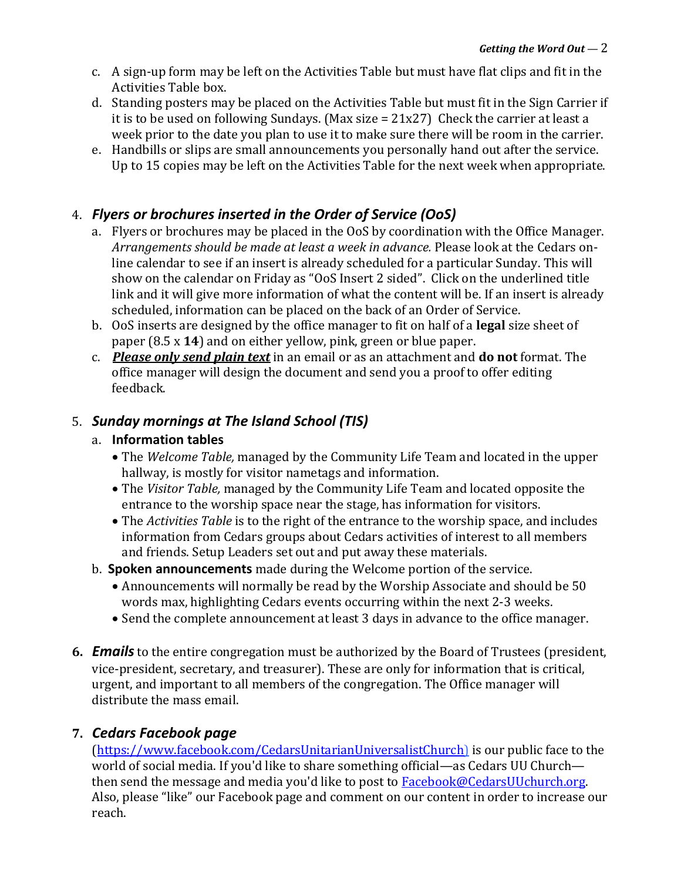c. A sign-up form may be left on the Activities Table but must have flat clips and fit in the Activities Table box.
d. Standing posters may be placed on the Activities Table but must fit in the Sign Carrier if it is to be used on following Sundays. (Max size = 21x27) Check the carrier at least a week prior to the date you plan to use it to make sure there will be room in the carrier.
e. Handbills or slips are small announcements you personally hand out after the service. Up to 15 copies may be left on the Activities Table for the next week when appropriate.

4. ***Flyers or brochures inserted in the Order of Service (OoS)***
   a. Flyers or brochures may be placed in the OoS by coordination with the Office Manager. *Arrangements should be made at least a week in advance.* Please look at the Cedars on-line calendar to see if an insert is already scheduled for a particular Sunday. This will show on the calendar on Friday as "OoS Insert 2 sided". Click on the underlined title link and it will give more information of what the content will be. If an insert is already scheduled, information can be placed on the back of an Order of Service.
   b. OoS inserts are designed by the office manager to fit on half of a **legal** size sheet of paper (8.5 x **14**) and on either yellow, pink, green or blue paper.
   c. ***Please only send plain text*** in an email or as an attachment and **do not** format. The office manager will design the document and send you a proof to offer editing feedback.

5. ***Sunday mornings at The Island School (TIS)***
   a. **Information tables**
      - The *Welcome Table,* managed by the Community Life Team and located in the upper hallway, is mostly for visitor nametags and information.
      - The *Visitor Table,* managed by the Community Life Team and located opposite the entrance to the worship space near the stage, has information for visitors.
      - The *Activities Table* is to the right of the entrance to the worship space, and includes information from Cedars groups about Cedars activities of interest to all members and friends. Setup Leaders set out and put away these materials.
   b. **Spoken announcements** made during the Welcome portion of the service.
      - Announcements will normally be read by the Worship Associate and should be 50 words max, highlighting Cedars events occurring within the next 2-3 weeks.
      - Send the complete announcement at least 3 days in advance to the office manager.

6. ***Emails*** to the entire congregation must be authorized by the Board of Trustees (president, vice-president, secretary, and treasurer). These are only for information that is critical, urgent, and important to all members of the congregation. The Office manager will distribute the mass email.

7. ***Cedars Facebook page***
   (https://www.facebook.com/CedarsUnitarianUniversalistChurch) is our public face to the world of social media. If you'd like to share something official—as Cedars UU Church—then send the message and media you'd like to post to Facebook@CedarsUUchurch.org. Also, please "like" our Facebook page and comment on our content in order to increase our reach.